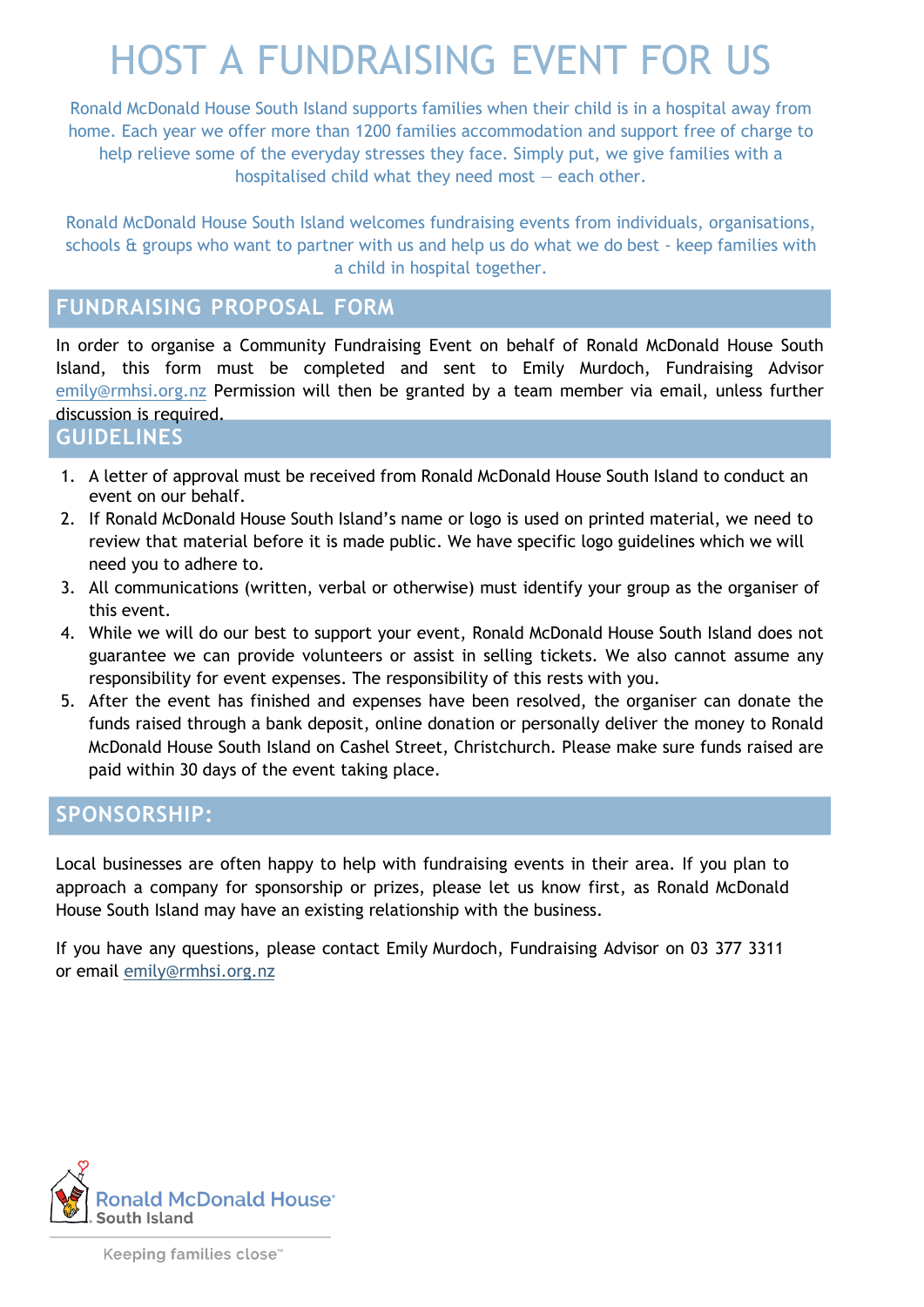# HOST A FUNDRAISING EVENT FOR US

Ronald McDonald House South Island supports families when their child is in a hospital away from home. Each year we offer more than 1200 families accommodation and support free of charge to help relieve some of the everyday stresses they face. Simply put, we give families with a hospitalised child what they need most — each other.

Ronald McDonald House South Island welcomes fundraising events from individuals, organisations, schools & groups who want to partner with us and help us do what we do best - keep families with a child in hospital together.

## FUNDRAISING PROPOSAL FORM

In order to organise a Community Fundraising Event on behalf of Ronald McDonald House South Island, this form must be completed and sent to Emily Murdoch, Fundraising Advisor emily@rmhsi.org.nz Permission will then be granted by a team member via email, unless further discussion is required.

## GUIDELINES

1. A letter of approval must be received from Ronald McDonald House South Island to conduct an event on our behalf.
2. If Ronald McDonald House South Island's name or logo is used on printed material, we need to review that material before it is made public. We have specific logo guidelines which we will need you to adhere to.
3. All communications (written, verbal or otherwise) must identify your group as the organiser of this event.
4. While we will do our best to support your event, Ronald McDonald House South Island does not guarantee we can provide volunteers or assist in selling tickets. We also cannot assume any responsibility for event expenses. The responsibility of this rests with you.
5. After the event has finished and expenses have been resolved, the organiser can donate the funds raised through a bank deposit, online donation or personally deliver the money to Ronald McDonald House South Island on Cashel Street, Christchurch. Please make sure funds raised are paid within 30 days of the event taking place.

## SPONSORSHIP:

Local businesses are often happy to help with fundraising events in their area. If you plan to approach a company for sponsorship or prizes, please let us know first, as Ronald McDonald House South Island may have an existing relationship with the business.

If you have any questions, please contact Emily Murdoch, Fundraising Advisor on 03 377 3311 or email emily@rmhsi.org.nz

Ronald McDonald House® South Island

Keeping families close™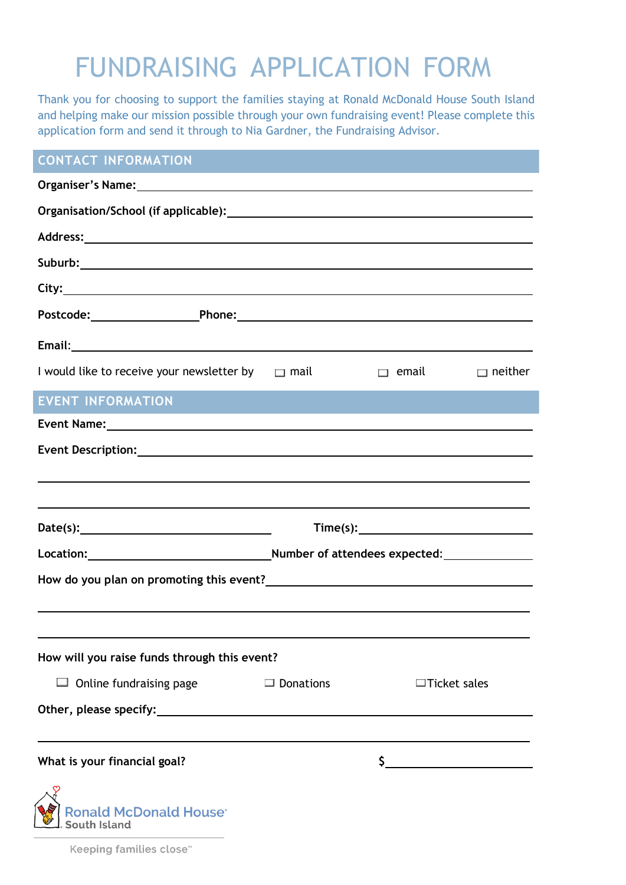# FUNDRAISING APPLICATION FORM

Thank you for choosing to support the families staying at Ronald McDonald House South Island and helping make our mission possible through your own fundraising event! Please complete this application form and send it through to Nia Gardner, the Fundraising Advisor.

## CONTACT INFORMATION

**Organiser's Name:** ____________________________________________

**Organisation/School (if applicable):** ____________________________

**Address:** ____________________________________________

**Suburb:** ____________________________________________

**City:** ____________________________________________

**Postcode:** ______________ **Phone:** ______________________________

**Email:** ____________________________________________

I would like to receive your newsletter by ☐ mail ☐ email ☐ neither

## EVENT INFORMATION

**Event Name:** ____________________________________________

**Event Description:** ____________________________________________

____________________________________________

____________________________________________

**Date(s):** ______________________ **Time(s):** ______________________

**Location:** ______________________ **Number of attendees expected:** ____________

**How do you plan on promoting this event?** ______________________________

____________________________________________

____________________________________________

**How will you raise funds through this event?**

☐ Online fundraising page ☐ Donations ☐ Ticket sales

**Other, please specify:** ____________________________________________

____________________________________________

**What is your financial goal?** $______________

Ronald McDonald House South Island

Keeping families close™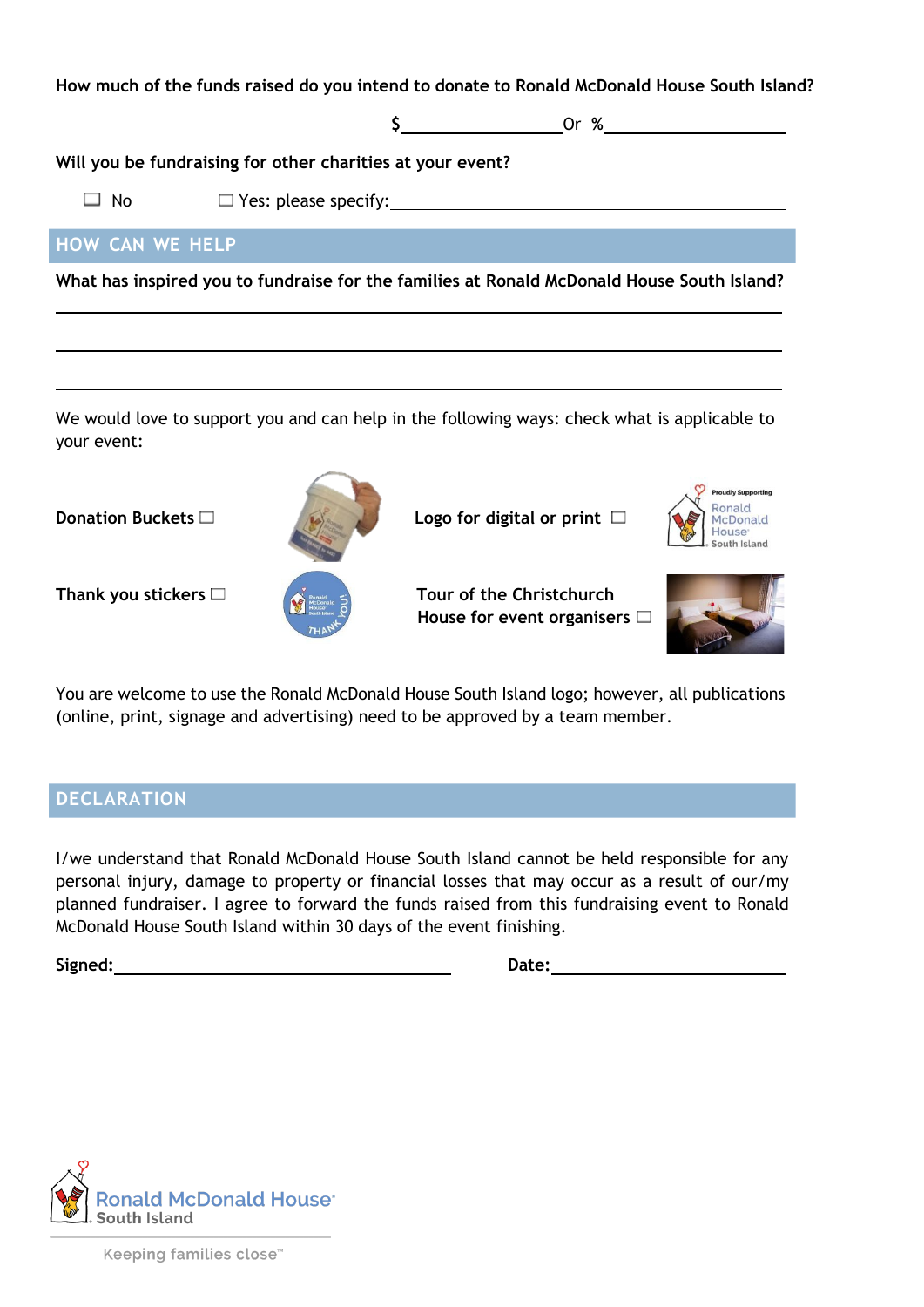**How much of the funds raised do you intend to donate to Ronald McDonald House South Island?**

$\_\_\_\_\_\_\_\_\_\_\_\_\_\_\_\_ Or %\_\_\_\_\_\_\_\_\_\_\_\_\_\_\_\_

**Will you be fundraising for other charities at your event?**

☐ No ☐ Yes: please specify: \_\_\_\_\_\_\_\_\_\_\_\_\_\_\_\_\_\_\_\_\_\_\_\_\_\_\_\_\_\_\_\_

## HOW CAN WE HELP

**What has inspired you to fundraise for the families at Ronald McDonald House South Island?**

\_\_\_\_\_\_\_\_\_\_\_\_\_\_\_\_\_\_\_\_\_\_\_\_\_\_\_\_\_\_\_\_\_\_\_\_\_\_\_\_\_\_\_\_\_\_\_\_\_\_\_\_\_\_\_\_\_\_\_\_\_\_\_\_

\_\_\_\_\_\_\_\_\_\_\_\_\_\_\_\_\_\_\_\_\_\_\_\_\_\_\_\_\_\_\_\_\_\_\_\_\_\_\_\_\_\_\_\_\_\_\_\_\_\_\_\_\_\_\_\_\_\_\_\_\_\_\_\_

\_\_\_\_\_\_\_\_\_\_\_\_\_\_\_\_\_\_\_\_\_\_\_\_\_\_\_\_\_\_\_\_\_\_\_\_\_\_\_\_\_\_\_\_\_\_\_\_\_\_\_\_\_\_\_\_\_\_\_\_\_\_\_\_

We would love to support you and can help in the following ways: check what is applicable to your event:

**Donation Buckets** ☐

**Logo for digital or print** ☐

**Thank you stickers** ☐

**Tour of the Christchurch House for event organisers** ☐

You are welcome to use the Ronald McDonald House South Island logo; however, all publications (online, print, signage and advertising) need to be approved by a team member.

## DECLARATION

I/we understand that Ronald McDonald House South Island cannot be held responsible for any personal injury, damage to property or financial losses that may occur as a result of our/my planned fundraiser. I agree to forward the funds raised from this fundraising event to Ronald McDonald House South Island within 30 days of the event finishing.

**Signed:** \_\_\_\_\_\_\_\_\_\_\_\_\_\_\_\_\_\_\_\_\_\_\_\_\_\_\_\_ **Date:** \_\_\_\_\_\_\_\_\_\_\_\_\_\_\_\_\_\_\_\_

Ronald McDonald House® South Island

Keeping families close™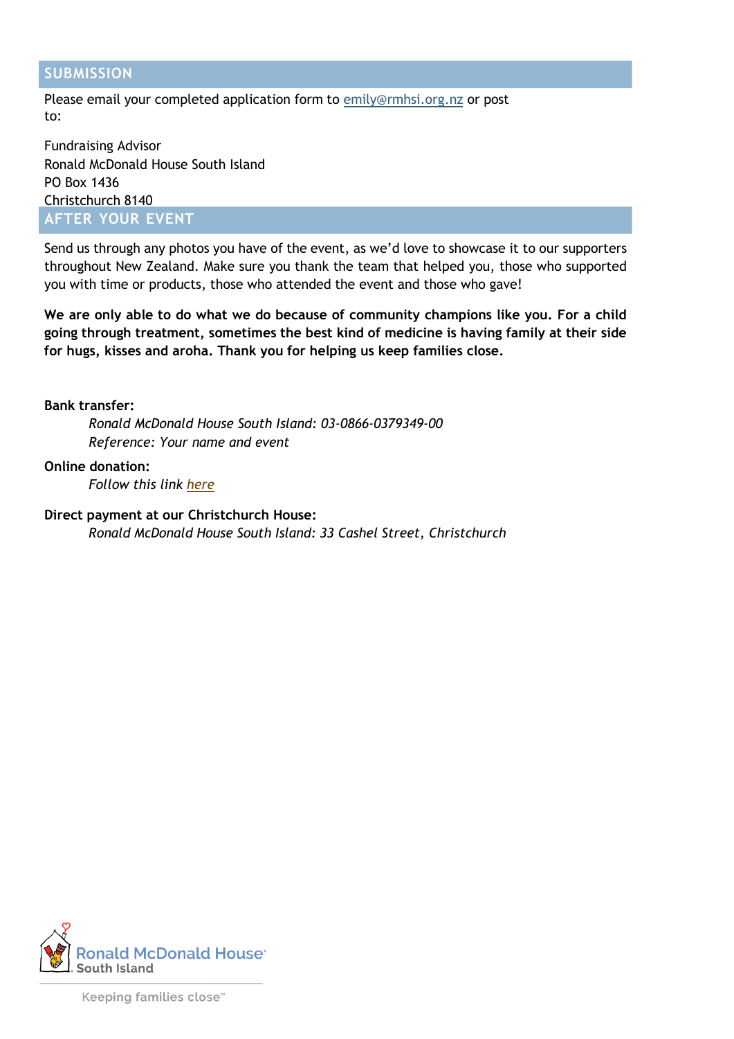## SUBMISSION

Please email your completed application form to emily@rmhsi.org.nz or post to:

Fundraising Advisor
Ronald McDonald House South Island
PO Box 1436
Christchurch 8140

## AFTER YOUR EVENT

Send us through any photos you have of the event, as we'd love to showcase it to our supporters throughout New Zealand. Make sure you thank the team that helped you, those who supported you with time or products, those who attended the event and those who gave!

**We are only able to do what we do because of community champions like you. For a child going through treatment, sometimes the best kind of medicine is having family at their side for hugs, kisses and aroha. Thank you for helping us keep families close.**

**Bank transfer:**

*Ronald McDonald House South Island: 03-0866-0379349-00*
*Reference: Your name and event*

**Online donation:**

*Follow this link here*

**Direct payment at our Christchurch House:**

*Ronald McDonald House South Island: 33 Cashel Street, Christchurch*

Ronald McDonald House South Island

Keeping families close™